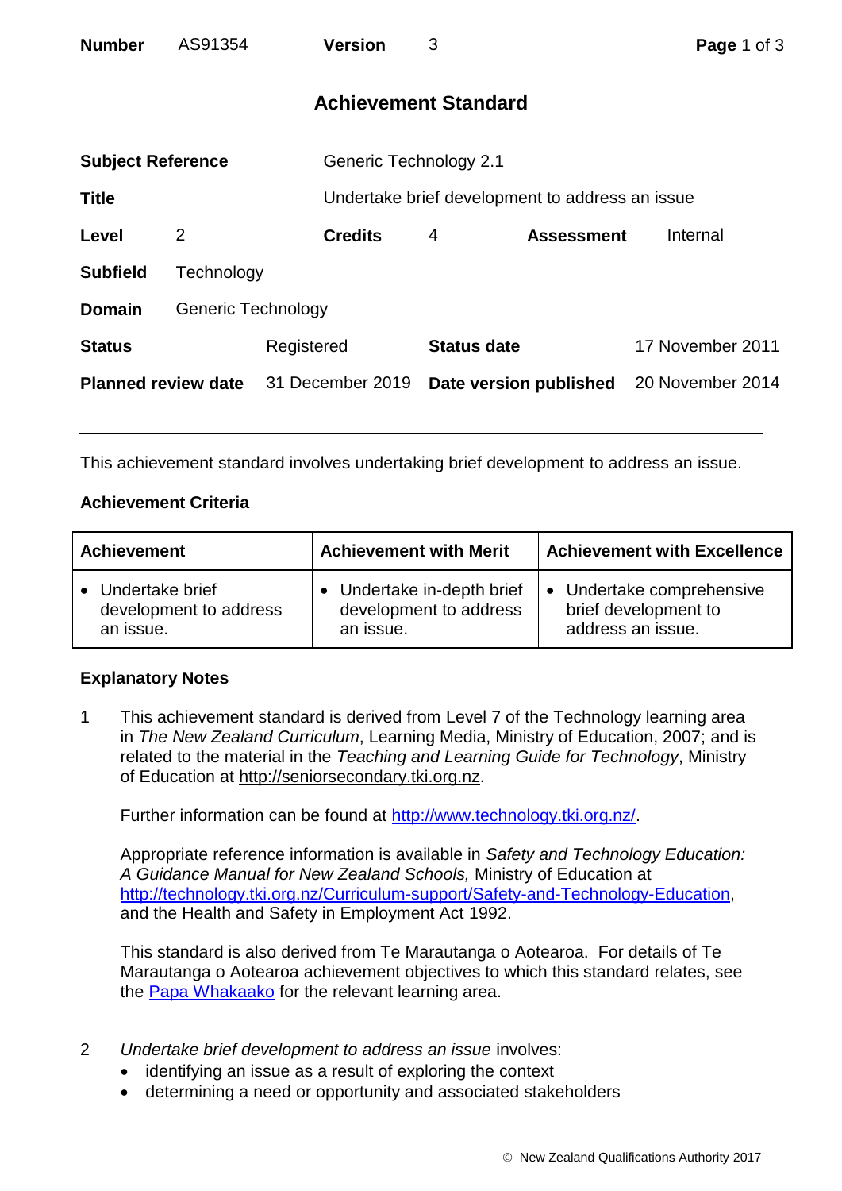| **Number** | AS91354 | **Version** | 3 |
|---|---|---|---|

# Achievement Standard

| | | | | | |
|---|---|---|---|---|---|
| **Subject Reference** | Generic Technology 2.1 | | | | |
| **Title** | Undertake brief development to address an issue | | | | |
| **Level** | 2 | **Credits** | 4 | **Assessment** | Internal |
| **Subfield** | Technology | | | | |
| **Domain** | Generic Technology | | | | |
| **Status** | Registered | **Status date** | 17 November 2011 | | |
| **Planned review date** | 31 December 2019 | **Date version published** | 20 November 2014 | | |

---

This achievement standard involves undertaking brief development to address an issue.

### Achievement Criteria

| Achievement | Achievement with Merit | Achievement with Excellence |
|---|---|---|
| • Undertake brief development to address an issue. | • Undertake in-depth brief development to address an issue. | • Undertake comprehensive brief development to address an issue. |

### Explanatory Notes

1 This achievement standard is derived from Level 7 of the Technology learning area in *The New Zealand Curriculum*, Learning Media, Ministry of Education, 2007; and is related to the material in the *Teaching and Learning Guide for Technology*, Ministry of Education at http://seniorsecondary.tki.org.nz.

Further information can be found at http://www.technology.tki.org.nz/.

Appropriate reference information is available in *Safety and Technology Education: A Guidance Manual for New Zealand Schools,* Ministry of Education at http://technology.tki.org.nz/Curriculum-support/Safety-and-Technology-Education, and the Health and Safety in Employment Act 1992.

This standard is also derived from Te Marautanga o Aotearoa. For details of Te Marautanga o Aotearoa achievement objectives to which this standard relates, see the Papa Whakaako for the relevant learning area.

2 *Undertake brief development to address an issue* involves:

- identifying an issue as a result of exploring the context
- determining a need or opportunity and associated stakeholders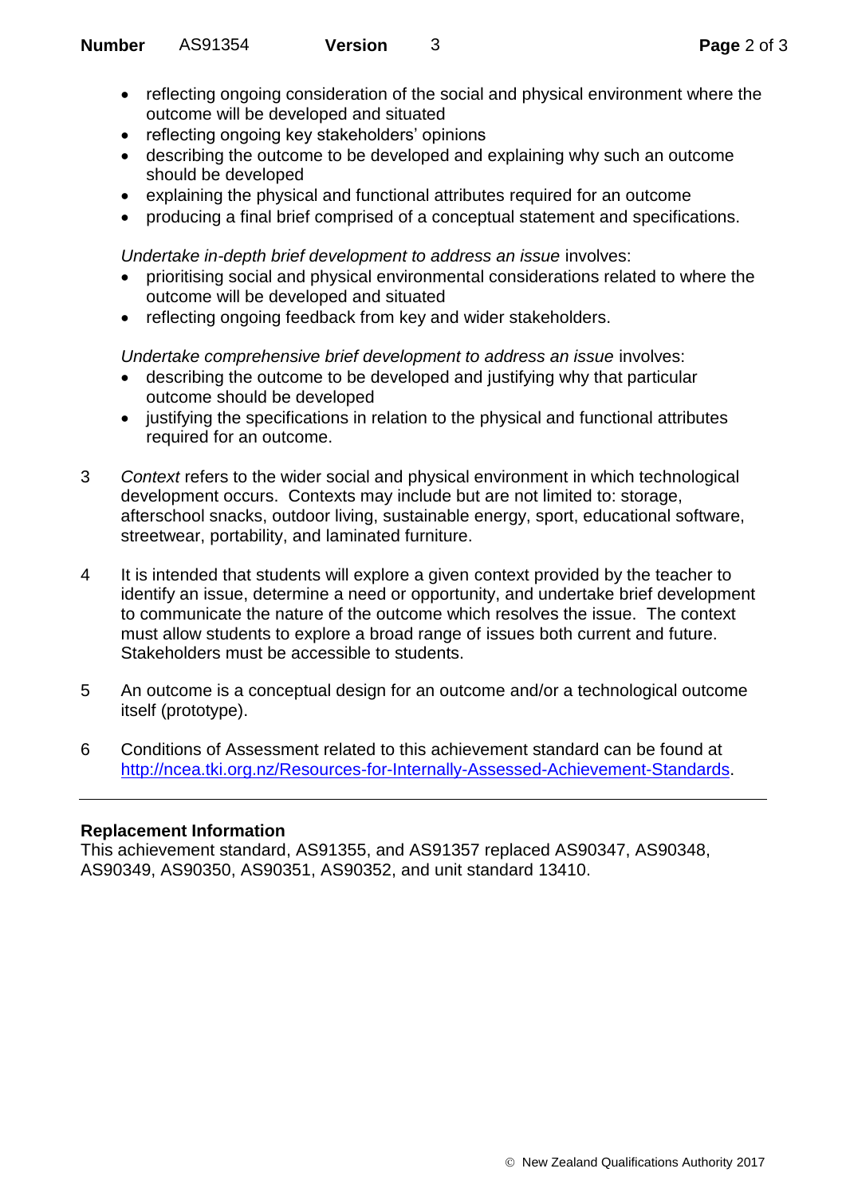- reflecting ongoing consideration of the social and physical environment where the outcome will be developed and situated
- reflecting ongoing key stakeholders' opinions
- describing the outcome to be developed and explaining why such an outcome should be developed
- explaining the physical and functional attributes required for an outcome
- producing a final brief comprised of a conceptual statement and specifications.

*Undertake in-depth brief development to address an issue* involves:

- prioritising social and physical environmental considerations related to where the outcome will be developed and situated
- reflecting ongoing feedback from key and wider stakeholders.

*Undertake comprehensive brief development to address an issue* involves:

- describing the outcome to be developed and justifying why that particular outcome should be developed
- justifying the specifications in relation to the physical and functional attributes required for an outcome.

3. *Context* refers to the wider social and physical environment in which technological development occurs. Contexts may include but are not limited to: storage, afterschool snacks, outdoor living, sustainable energy, sport, educational software, streetwear, portability, and laminated furniture.

4. It is intended that students will explore a given context provided by the teacher to identify an issue, determine a need or opportunity, and undertake brief development to communicate the nature of the outcome which resolves the issue. The context must allow students to explore a broad range of issues both current and future. Stakeholders must be accessible to students.

5. An outcome is a conceptual design for an outcome and/or a technological outcome itself (prototype).

6. Conditions of Assessment related to this achievement standard can be found at http://ncea.tki.org.nz/Resources-for-Internally-Assessed-Achievement-Standards.

---

**Replacement Information**

This achievement standard, AS91355, and AS91357 replaced AS90347, AS90348, AS90349, AS90350, AS90351, AS90352, and unit standard 13410.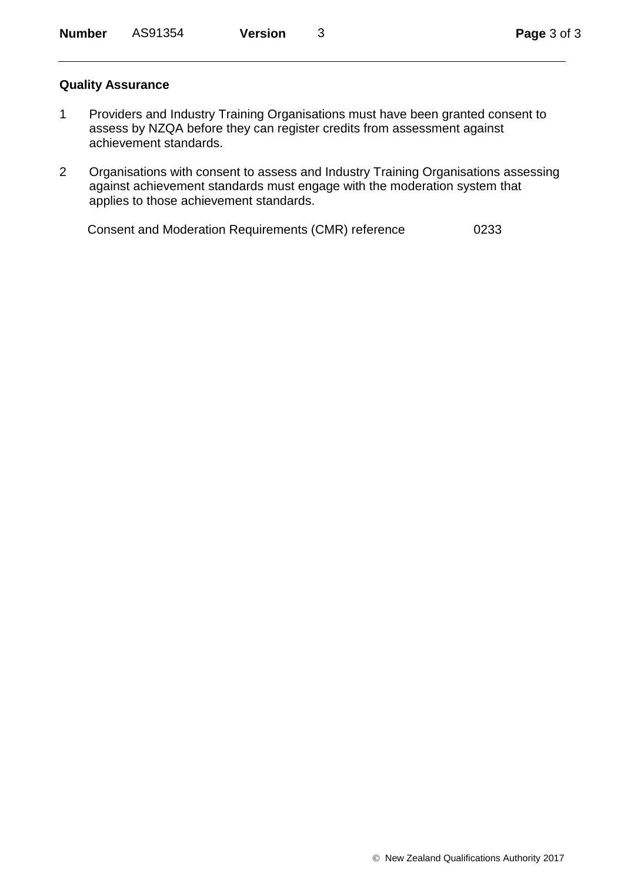**Quality Assurance**

1. Providers and Industry Training Organisations must have been granted consent to assess by NZQA before they can register credits from assessment against achievement standards.

2. Organisations with consent to assess and Industry Training Organisations assessing against achievement standards must engage with the moderation system that applies to those achievement standards.

| | |
|---|---|
| Consent and Moderation Requirements (CMR) reference | 0233 |